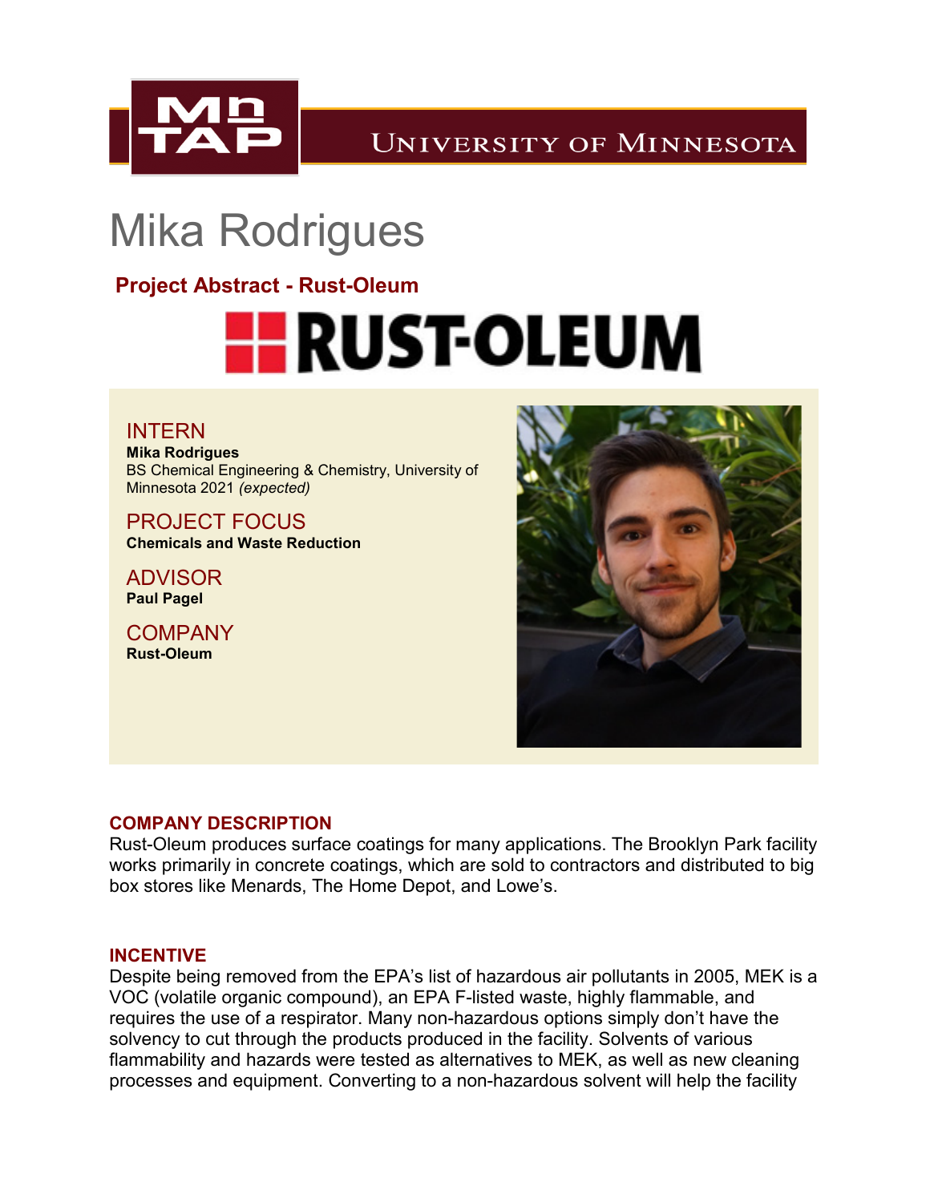# Mika Rodrigues

## Project Abstract - Rust-Oleum

### INTERN

**Mika Rodrigues**
BS Chemical Engineering & Chemistry, University of Minnesota 2021 *(expected)*

### PROJECT FOCUS

**Chemicals and Waste Reduction**

### ADVISOR

**Paul Pagel**

### COMPANY

**Rust-Oleum**

### COMPANY DESCRIPTION

Rust-Oleum produces surface coatings for many applications. The Brooklyn Park facility works primarily in concrete coatings, which are sold to contractors and distributed to big box stores like Menards, The Home Depot, and Lowe's.

### INCENTIVE

Despite being removed from the EPA's list of hazardous air pollutants in 2005, MEK is a VOC (volatile organic compound), an EPA F-listed waste, highly flammable, and requires the use of a respirator. Many non-hazardous options simply don't have the solvency to cut through the products produced in the facility. Solvents of various flammability and hazards were tested as alternatives to MEK, as well as new cleaning processes and equipment. Converting to a non-hazardous solvent will help the facility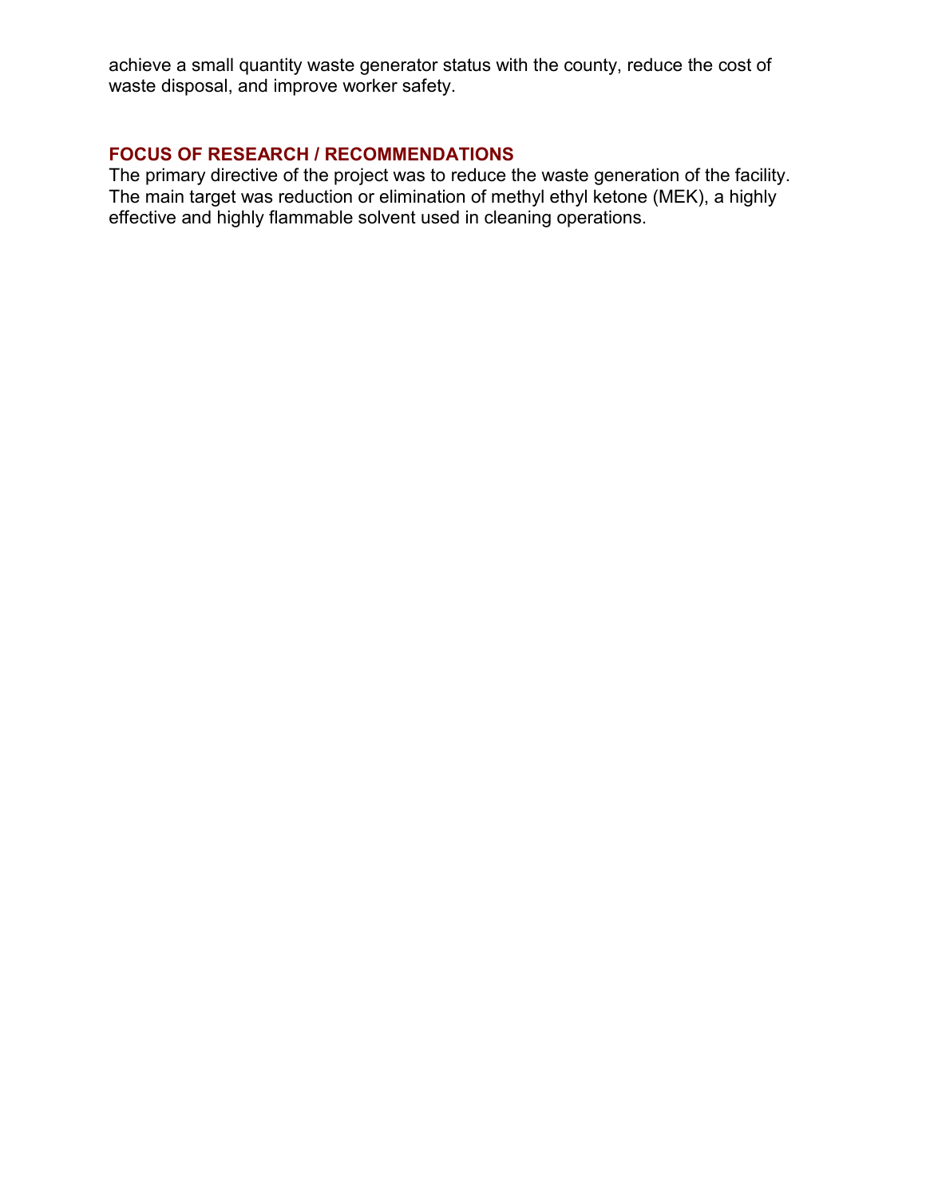achieve a small quantity waste generator status with the county, reduce the cost of waste disposal, and improve worker safety.

## FOCUS OF RESEARCH / RECOMMENDATIONS

The primary directive of the project was to reduce the waste generation of the facility. The main target was reduction or elimination of methyl ethyl ketone (MEK), a highly effective and highly flammable solvent used in cleaning operations.